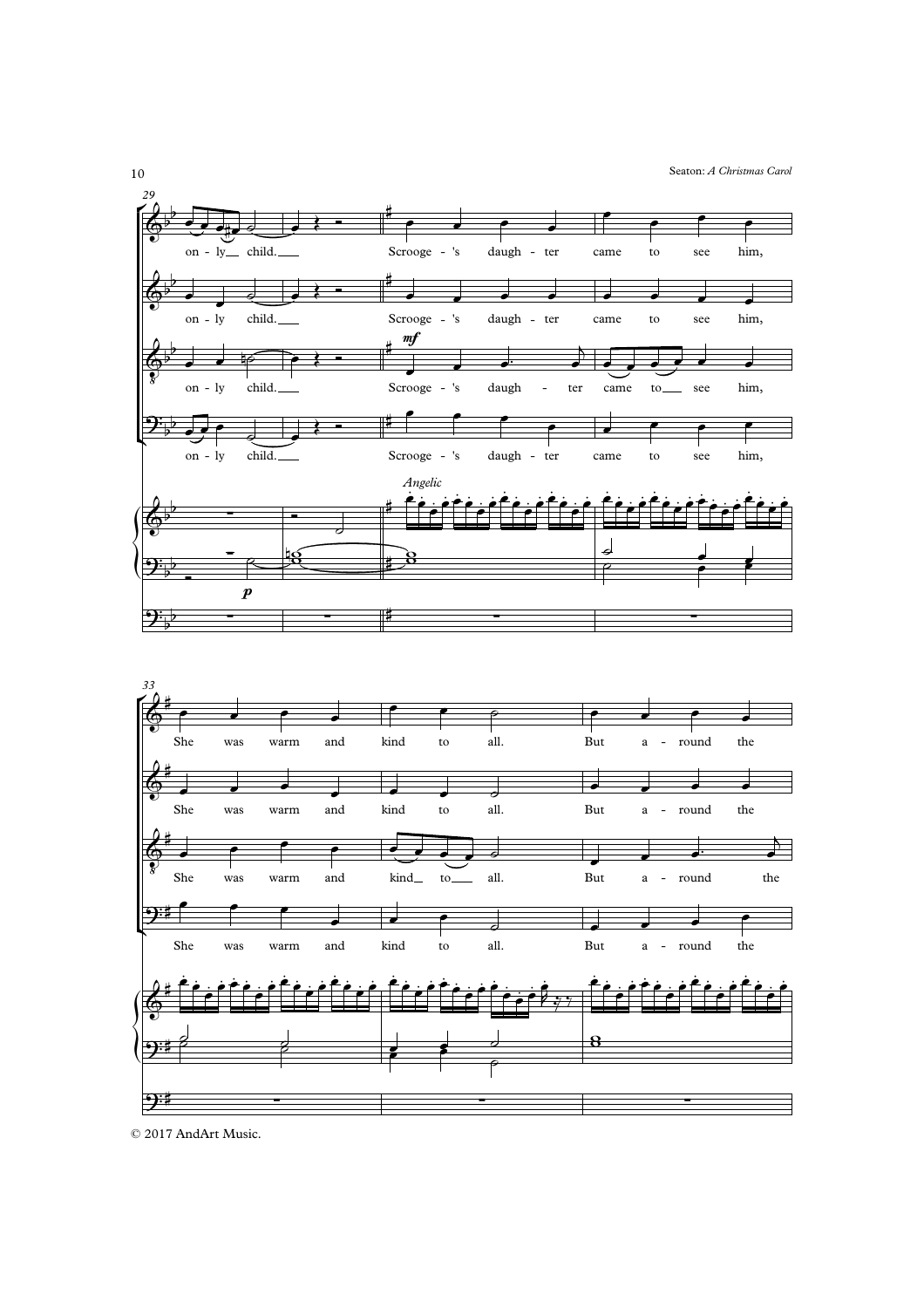© 2017 AndArt Music.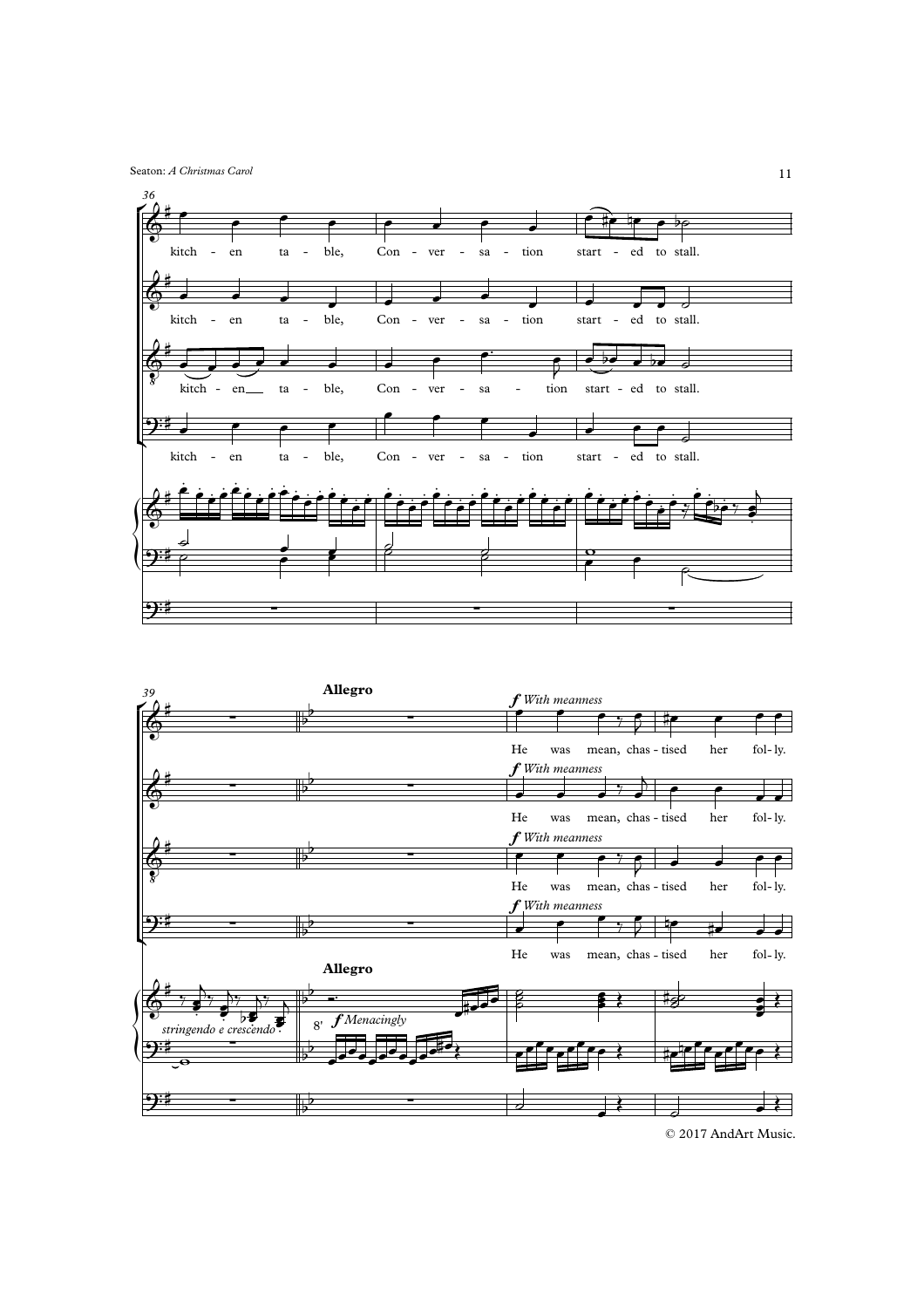kitch - en ta - ble, Con - ver - sa - tion start - ed to stall.

kitch - en ta - ble, Con - ver - sa - tion start - ed to stall.

kitch - en ta - ble, Con - ver - sa - tion start - ed to stall.

kitch - en ta - ble, Con - ver - sa - tion start - ed to stall.

*stringendo e crescendo*

**Allegro**

*f* *Menacingly*

8'

*f* *With meanness*

He was mean, chas - tised her fol - ly.

He was mean, chas - tised her fol - ly.

He was mean, chas - tised her fol - ly.

He was mean, chas - tised her fol - ly.

© 2017 AndArt Music.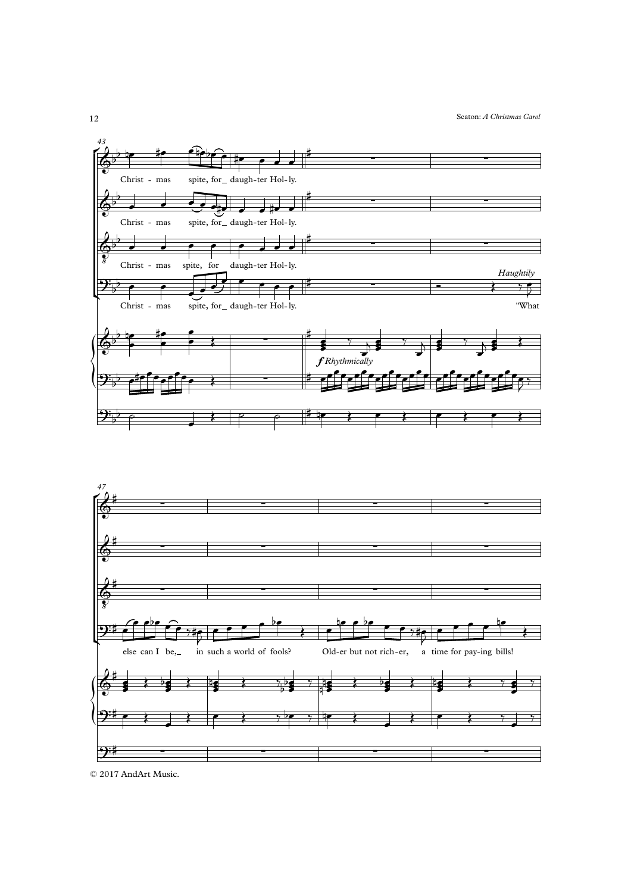43

Christ - mas spite, for_ daugh-ter Hol-ly.

Christ - mas spite, for_ daugh-ter Hol-ly.

Christ - mas spite, for daugh-ter Hol-ly.

Christ - mas spite, for_ daugh-ter Hol-ly.

*Haughtily*

"What

***f*** *Rhythmically*

47

else can I be,_ in such a world of fools? Old-er but not rich-er, a time for pay-ing bills!

© 2017 AndArt Music.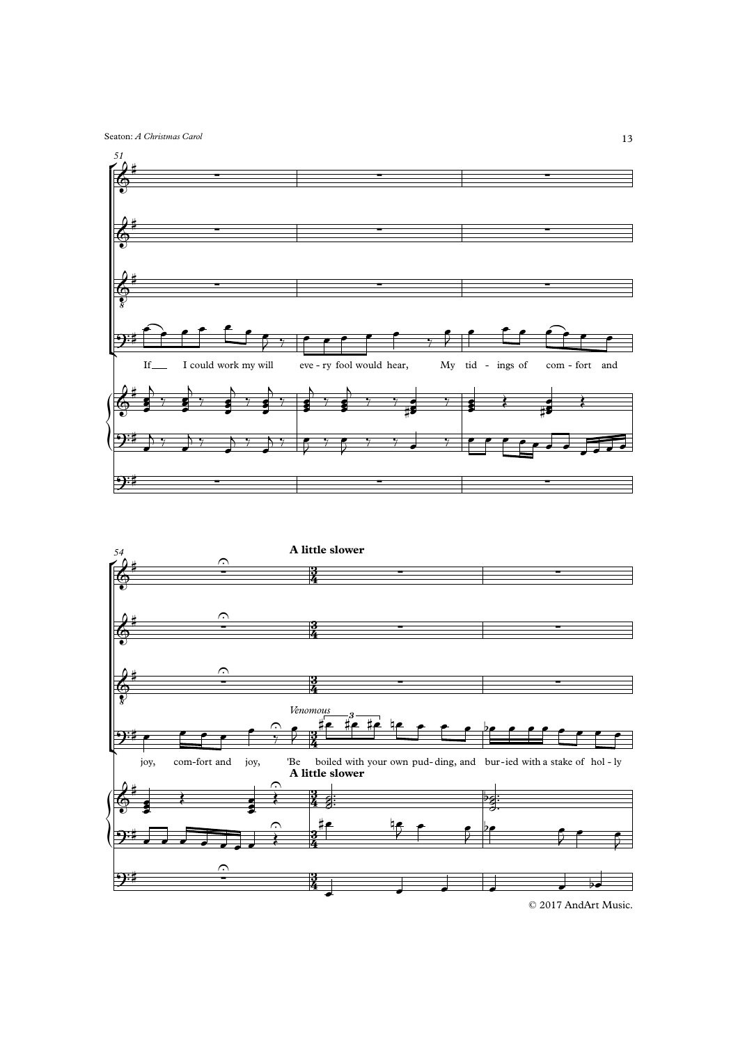51

If I could work my will eve - ry fool would hear, My tid - ings of com - fort and

54

**A little slower**

*Venomous*

joy, com-fort and joy, 'Be boiled with your own pud - ding, and bur - ied with a stake of hol - ly

**A little slower**

© 2017 AndArt Music.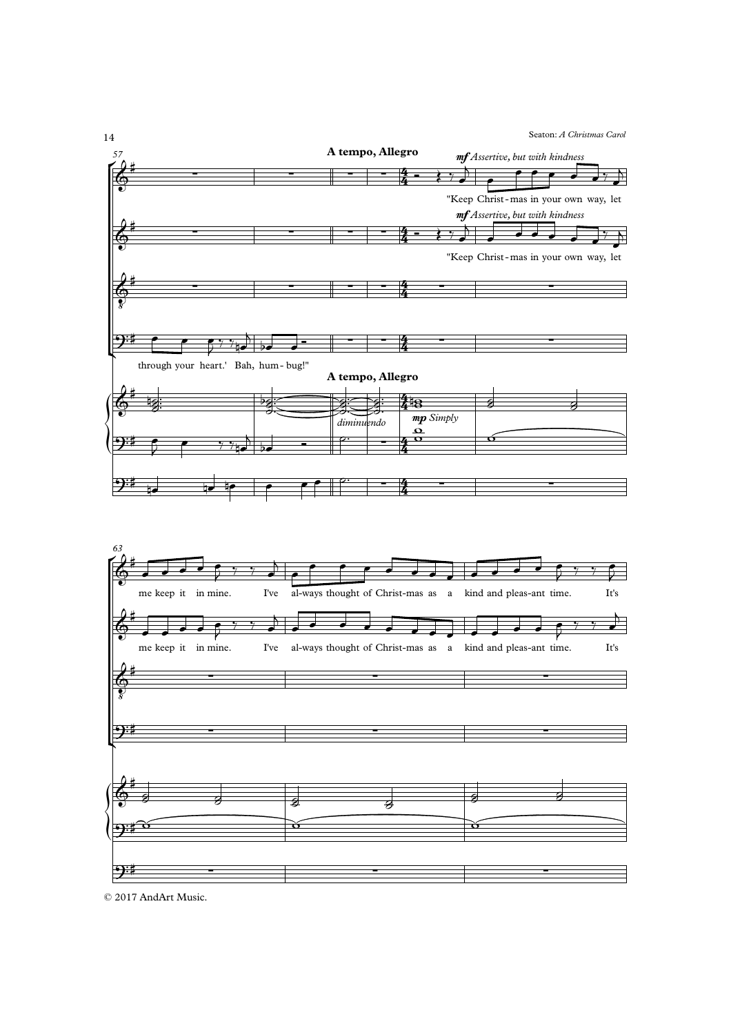57

**A tempo, Allegro**

*mf Assertive, but with kindness*

"Keep Christ - mas in your own way, let

*mf Assertive, but with kindness*

"Keep Christ - mas in your own way, let

through your heart.' Bah, hum - bug!"

**A tempo, Allegro**

*diminuendo*

*mp Simply*

63

me keep it in mine. I've al-ways thought of Christ-mas as a kind and pleas-ant time. It's

me keep it in mine. I've al-ways thought of Christ-mas as a kind and pleas-ant time. It's

© 2017 AndArt Music.